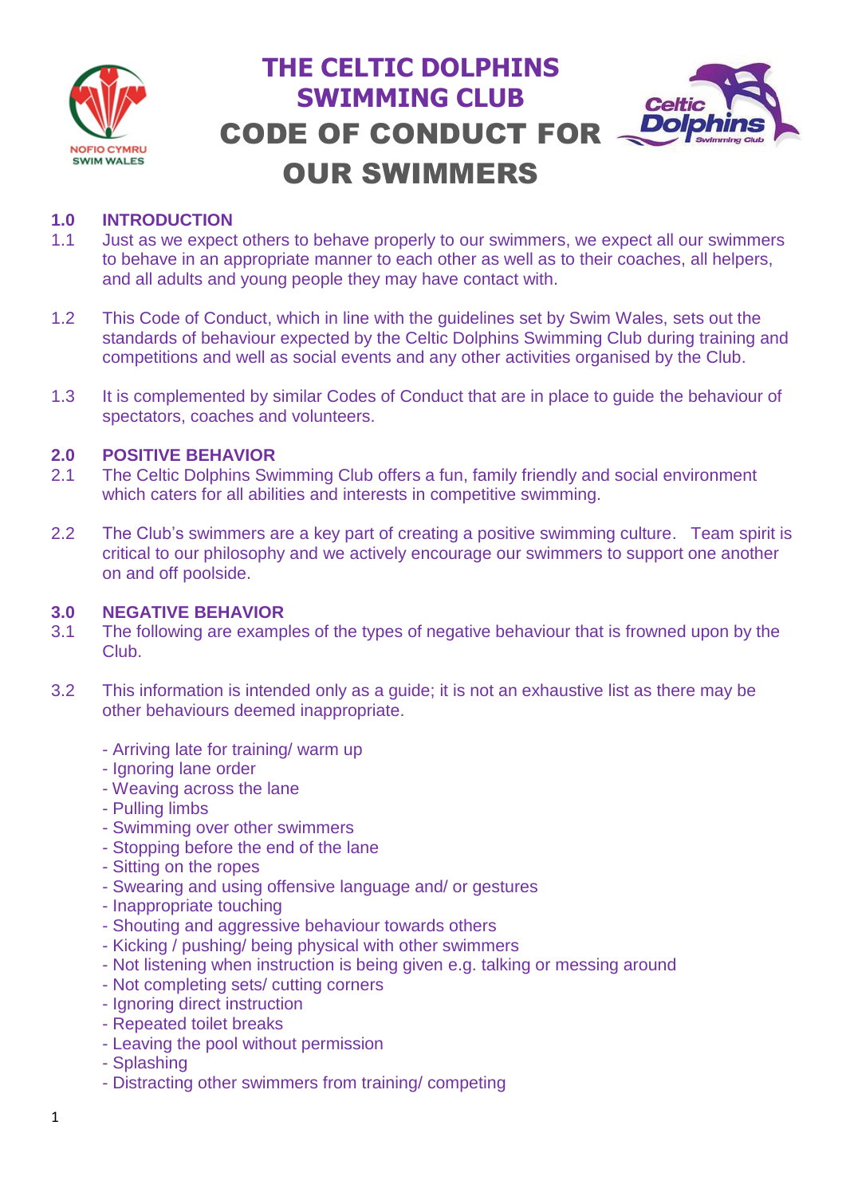# THE CELTIC DOLPHINS SWIMMING CLUB

# CODE OF CONDUCT FOR OUR SWIMMERS

## 1.0 INTRODUCTION

1.1 Just as we expect others to behave properly to our swimmers, we expect all our swimmers to behave in an appropriate manner to each other as well as to their coaches, all helpers, and all adults and young people they may have contact with.

1.2 This Code of Conduct, which in line with the guidelines set by Swim Wales, sets out the standards of behaviour expected by the Celtic Dolphins Swimming Club during training and competitions and well as social events and any other activities organised by the Club.

1.3 It is complemented by similar Codes of Conduct that are in place to guide the behaviour of spectators, coaches and volunteers.

## 2.0 POSITIVE BEHAVIOR

2.1 The Celtic Dolphins Swimming Club offers a fun, family friendly and social environment which caters for all abilities and interests in competitive swimming.

2.2 The Club's swimmers are a key part of creating a positive swimming culture. Team spirit is critical to our philosophy and we actively encourage our swimmers to support one another on and off poolside.

## 3.0 NEGATIVE BEHAVIOR

3.1 The following are examples of the types of negative behaviour that is frowned upon by the Club.

3.2 This information is intended only as a guide; it is not an exhaustive list as there may be other behaviours deemed inappropriate.

- Arriving late for training/ warm up
- Ignoring lane order
- Weaving across the lane
- Pulling limbs
- Swimming over other swimmers
- Stopping before the end of the lane
- Sitting on the ropes
- Swearing and using offensive language and/ or gestures
- Inappropriate touching
- Shouting and aggressive behaviour towards others
- Kicking / pushing/ being physical with other swimmers
- Not listening when instruction is being given e.g. talking or messing around
- Not completing sets/ cutting corners
- Ignoring direct instruction
- Repeated toilet breaks
- Leaving the pool without permission
- Splashing
- Distracting other swimmers from training/ competing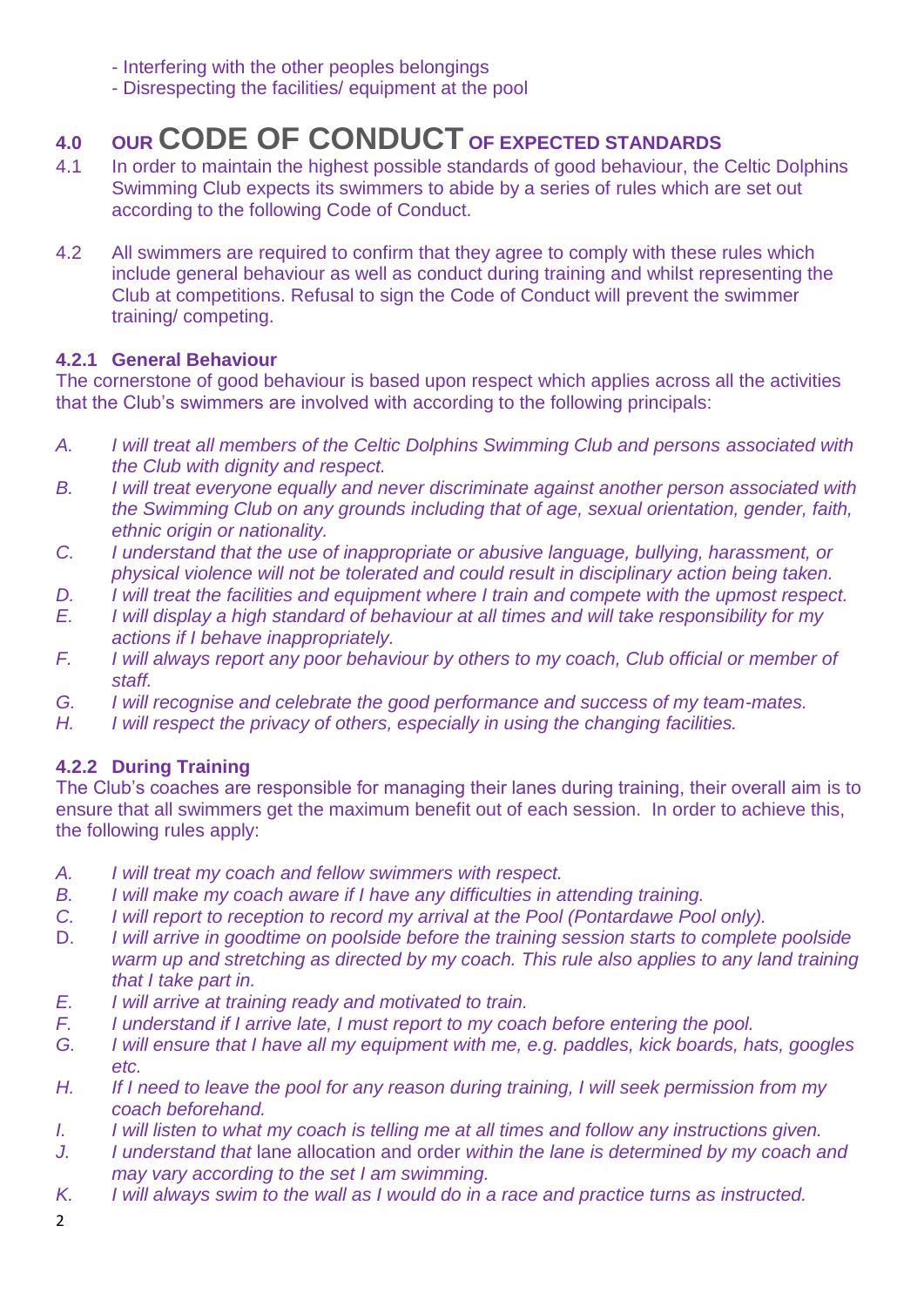- Interfering with the other peoples belongings
- Disrespecting the facilities/ equipment at the pool

## 4.0 OUR CODE OF CONDUCT OF EXPECTED STANDARDS

4.1 In order to maintain the highest possible standards of good behaviour, the Celtic Dolphins Swimming Club expects its swimmers to abide by a series of rules which are set out according to the following Code of Conduct.

4.2 All swimmers are required to confirm that they agree to comply with these rules which include general behaviour as well as conduct during training and whilst representing the Club at competitions. Refusal to sign the Code of Conduct will prevent the swimmer training/ competing.

### 4.2.1 General Behaviour

The cornerstone of good behaviour is based upon respect which applies across all the activities that the Club's swimmers are involved with according to the following principals:

A. *I will treat all members of the Celtic Dolphins Swimming Club and persons associated with the Club with dignity and respect.*
B. *I will treat everyone equally and never discriminate against another person associated with the Swimming Club on any grounds including that of age, sexual orientation, gender, faith, ethnic origin or nationality.*
C. *I understand that the use of inappropriate or abusive language, bullying, harassment, or physical violence will not be tolerated and could result in disciplinary action being taken.*
D. *I will treat the facilities and equipment where I train and compete with the upmost respect.*
E. *I will display a high standard of behaviour at all times and will take responsibility for my actions if I behave inappropriately.*
F. *I will always report any poor behaviour by others to my coach, Club official or member of staff.*
G. *I will recognise and celebrate the good performance and success of my team-mates.*
H. *I will respect the privacy of others, especially in using the changing facilities.*

### 4.2.2 During Training

The Club's coaches are responsible for managing their lanes during training, their overall aim is to ensure that all swimmers get the maximum benefit out of each session. In order to achieve this, the following rules apply:

A. *I will treat my coach and fellow swimmers with respect.*
B. *I will make my coach aware if I have any difficulties in attending training.*
C. *I will report to reception to record my arrival at the Pool (Pontardawe Pool only).*
D. *I will arrive in goodtime on poolside before the training session starts to complete poolside warm up and stretching as directed by my coach. This rule also applies to any land training that I take part in.*
E. *I will arrive at training ready and motivated to train.*
F. *I understand if I arrive late, I must report to my coach before entering the pool.*
G. *I will ensure that I have all my equipment with me, e.g. paddles, kick boards, hats, googles etc.*
H. *If I need to leave the pool for any reason during training, I will seek permission from my coach beforehand.*
I. *I will listen to what my coach is telling me at all times and follow any instructions given.*
J. *I understand that* lane allocation and order *within the lane is determined by my coach and may vary according to the set I am swimming.*
K. *I will always swim to the wall as I would do in a race and practice turns as instructed.*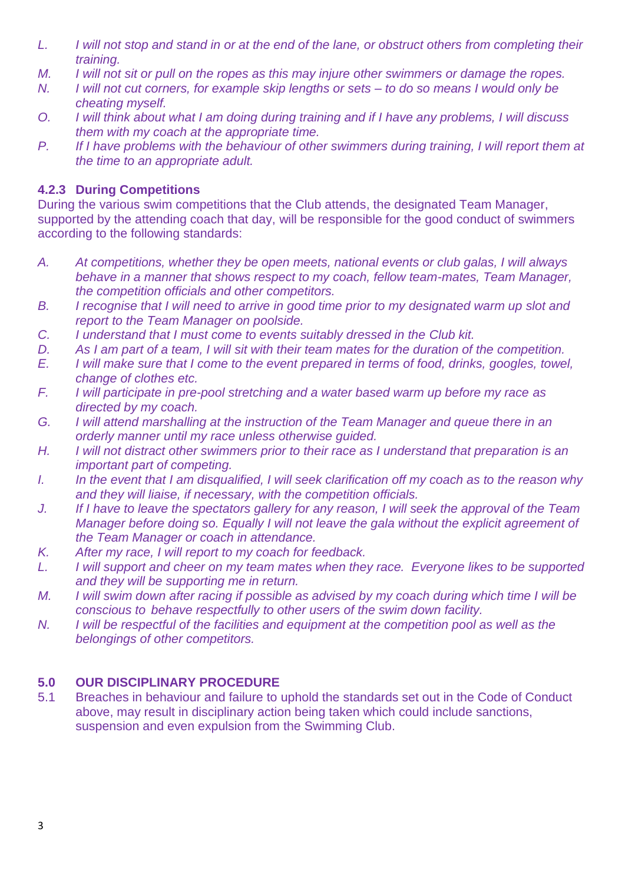*L. I will not stop and stand in or at the end of the lane, or obstruct others from completing their training.*

*M. I will not sit or pull on the ropes as this may injure other swimmers or damage the ropes.*

*N. I will not cut corners, for example skip lengths or sets – to do so means I would only be cheating myself.*

*O. I will think about what I am doing during training and if I have any problems, I will discuss them with my coach at the appropriate time.*

*P. If I have problems with the behaviour of other swimmers during training, I will report them at the time to an appropriate adult.*

### 4.2.3 During Competitions

During the various swim competitions that the Club attends, the designated Team Manager, supported by the attending coach that day, will be responsible for the good conduct of swimmers according to the following standards:

*A. At competitions, whether they be open meets, national events or club galas, I will always behave in a manner that shows respect to my coach, fellow team-mates, Team Manager, the competition officials and other competitors.*

*B. I recognise that I will need to arrive in good time prior to my designated warm up slot and report to the Team Manager on poolside.*

*C. I understand that I must come to events suitably dressed in the Club kit.*

*D. As I am part of a team, I will sit with their team mates for the duration of the competition.*

*E. I will make sure that I come to the event prepared in terms of food, drinks, googles, towel, change of clothes etc.*

*F. I will participate in pre-pool stretching and a water based warm up before my race as directed by my coach.*

*G. I will attend marshalling at the instruction of the Team Manager and queue there in an orderly manner until my race unless otherwise guided.*

*H. I will not distract other swimmers prior to their race as I understand that preparation is an important part of competing.*

*I. In the event that I am disqualified, I will seek clarification off my coach as to the reason why and they will liaise, if necessary, with the competition officials.*

*J. If I have to leave the spectators gallery for any reason, I will seek the approval of the Team Manager before doing so. Equally I will not leave the gala without the explicit agreement of the Team Manager or coach in attendance.*

*K. After my race, I will report to my coach for feedback.*

*L. I will support and cheer on my team mates when they race. Everyone likes to be supported and they will be supporting me in return.*

*M. I will swim down after racing if possible as advised by my coach during which time I will be conscious to behave respectfully to other users of the swim down facility.*

*N. I will be respectful of the facilities and equipment at the competition pool as well as the belongings of other competitors.*

## 5.0 OUR DISCIPLINARY PROCEDURE

5.1 Breaches in behaviour and failure to uphold the standards set out in the Code of Conduct above, may result in disciplinary action being taken which could include sanctions, suspension and even expulsion from the Swimming Club.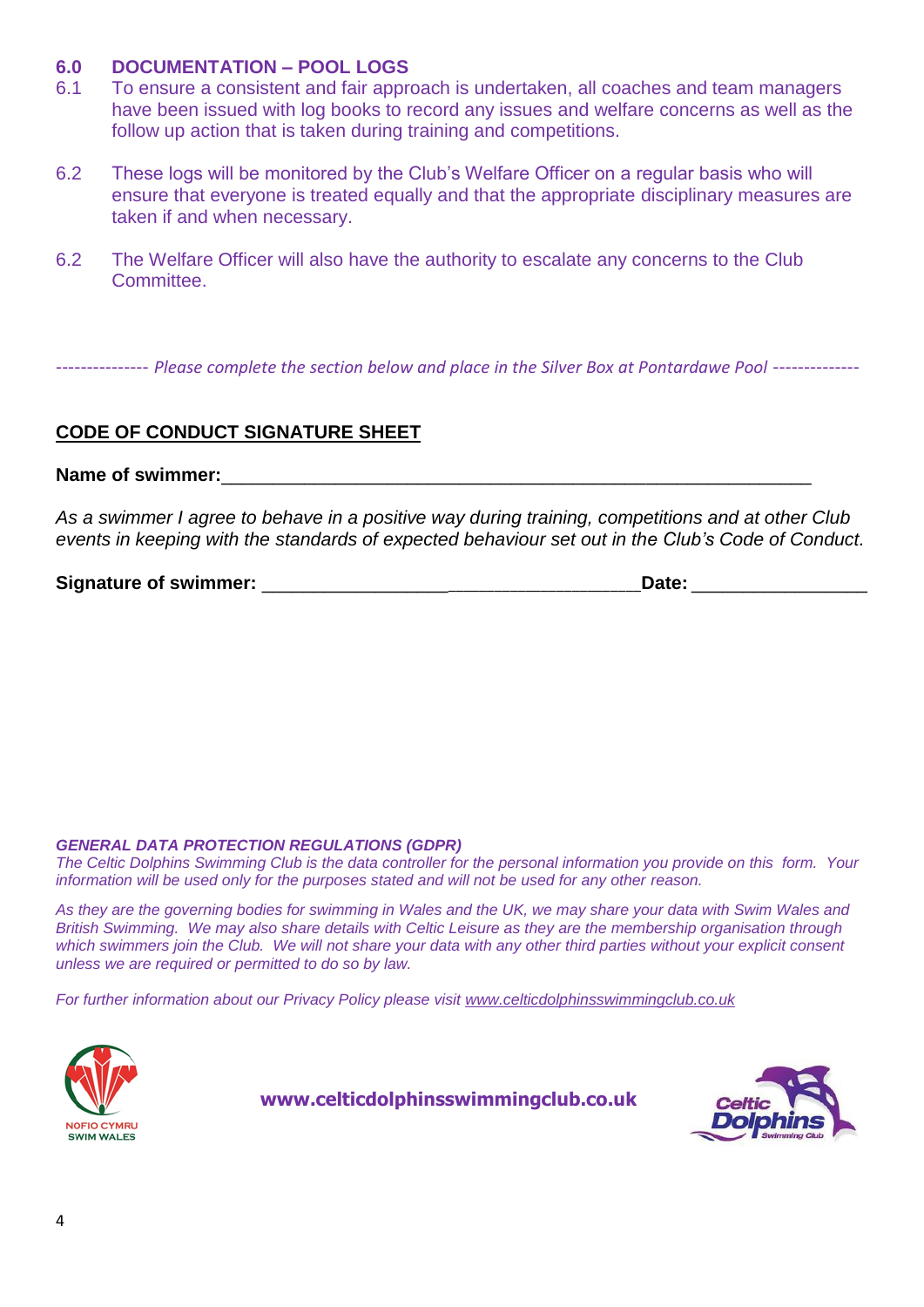## 6.0 DOCUMENTATION – POOL LOGS

6.1 To ensure a consistent and fair approach is undertaken, all coaches and team managers have been issued with log books to record any issues and welfare concerns as well as the follow up action that is taken during training and competitions.

6.2 These logs will be monitored by the Club's Welfare Officer on a regular basis who will ensure that everyone is treated equally and that the appropriate disciplinary measures are taken if and when necessary.

6.2 The Welfare Officer will also have the authority to escalate any concerns to the Club Committee.

-------------- *Please complete the section below and place in the Silver Box at Pontardawe Pool* --------------

## CODE OF CONDUCT SIGNATURE SHEET

**Name of swimmer:**_____________________________________________________________

*As a swimmer I agree to behave in a positive way during training, competitions and at other Club events in keeping with the standards of expected behaviour set out in the Club's Code of Conduct.*

**Signature of swimmer:** ________________________________________**Date:** _________________

***GENERAL DATA PROTECTION REGULATIONS (GDPR)***

*The Celtic Dolphins Swimming Club is the data controller for the personal information you provide on this form. Your information will be used only for the purposes stated and will not be used for any other reason.*

*As they are the governing bodies for swimming in Wales and the UK, we may share your data with Swim Wales and British Swimming. We may also share details with Celtic Leisure as they are the membership organisation through which swimmers join the Club. We will not share your data with any other third parties without your explicit consent unless we are required or permitted to do so by law.*

*For further information about our Privacy Policy please visit www.celticdolphinsswimmingclub.co.uk*

NOFIO CYMRU SWIM WALES

**www.celticdolphinsswimmingclub.co.uk**

Celtic Dolphins Swimming Club